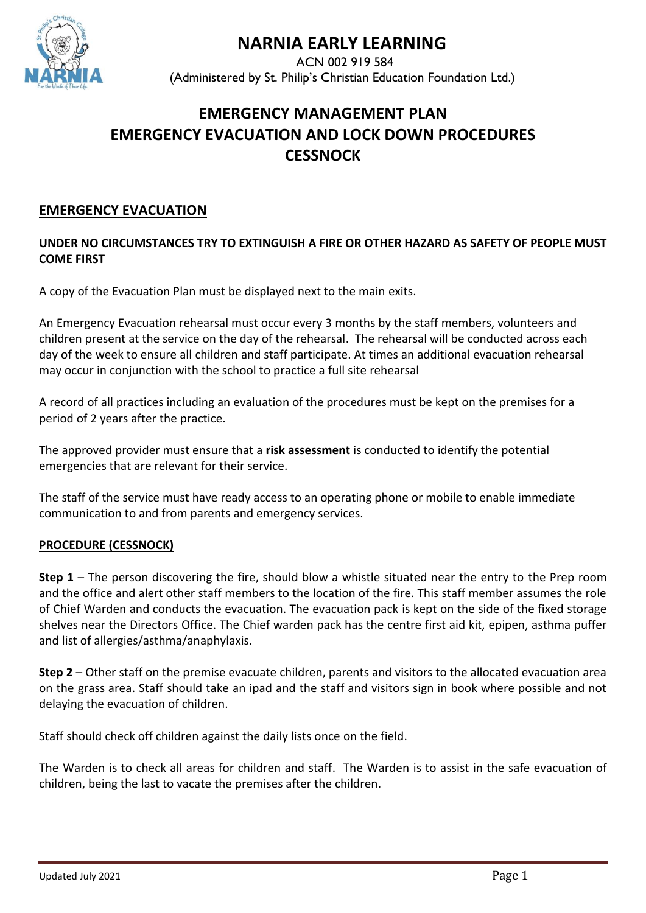# NARNIA EARLY LEARNING

ACN 002 919 584
(Administered by St. Philip's Christian Education Foundation Ltd.)

## EMERGENCY MANAGEMENT PLAN
## EMERGENCY EVACUATION AND LOCK DOWN PROCEDURES
## CESSNOCK

### EMERGENCY EVACUATION

**UNDER NO CIRCUMSTANCES TRY TO EXTINGUISH A FIRE OR OTHER HAZARD AS SAFETY OF PEOPLE MUST COME FIRST**

A copy of the Evacuation Plan must be displayed next to the main exits.

An Emergency Evacuation rehearsal must occur every 3 months by the staff members, volunteers and children present at the service on the day of the rehearsal. The rehearsal will be conducted across each day of the week to ensure all children and staff participate. At times an additional evacuation rehearsal may occur in conjunction with the school to practice a full site rehearsal

A record of all practices including an evaluation of the procedures must be kept on the premises for a period of 2 years after the practice.

The approved provider must ensure that a **risk assessment** is conducted to identify the potential emergencies that are relevant for their service.

The staff of the service must have ready access to an operating phone or mobile to enable immediate communication to and from parents and emergency services.

#### PROCEDURE (CESSNOCK)

**Step 1** – The person discovering the fire, should blow a whistle situated near the entry to the Prep room and the office and alert other staff members to the location of the fire. This staff member assumes the role of Chief Warden and conducts the evacuation. The evacuation pack is kept on the side of the fixed storage shelves near the Directors Office. The Chief warden pack has the centre first aid kit, epipen, asthma puffer and list of allergies/asthma/anaphylaxis.

**Step 2** – Other staff on the premise evacuate children, parents and visitors to the allocated evacuation area on the grass area. Staff should take an ipad and the staff and visitors sign in book where possible and not delaying the evacuation of children.

Staff should check off children against the daily lists once on the field.

The Warden is to check all areas for children and staff. The Warden is to assist in the safe evacuation of children, being the last to vacate the premises after the children.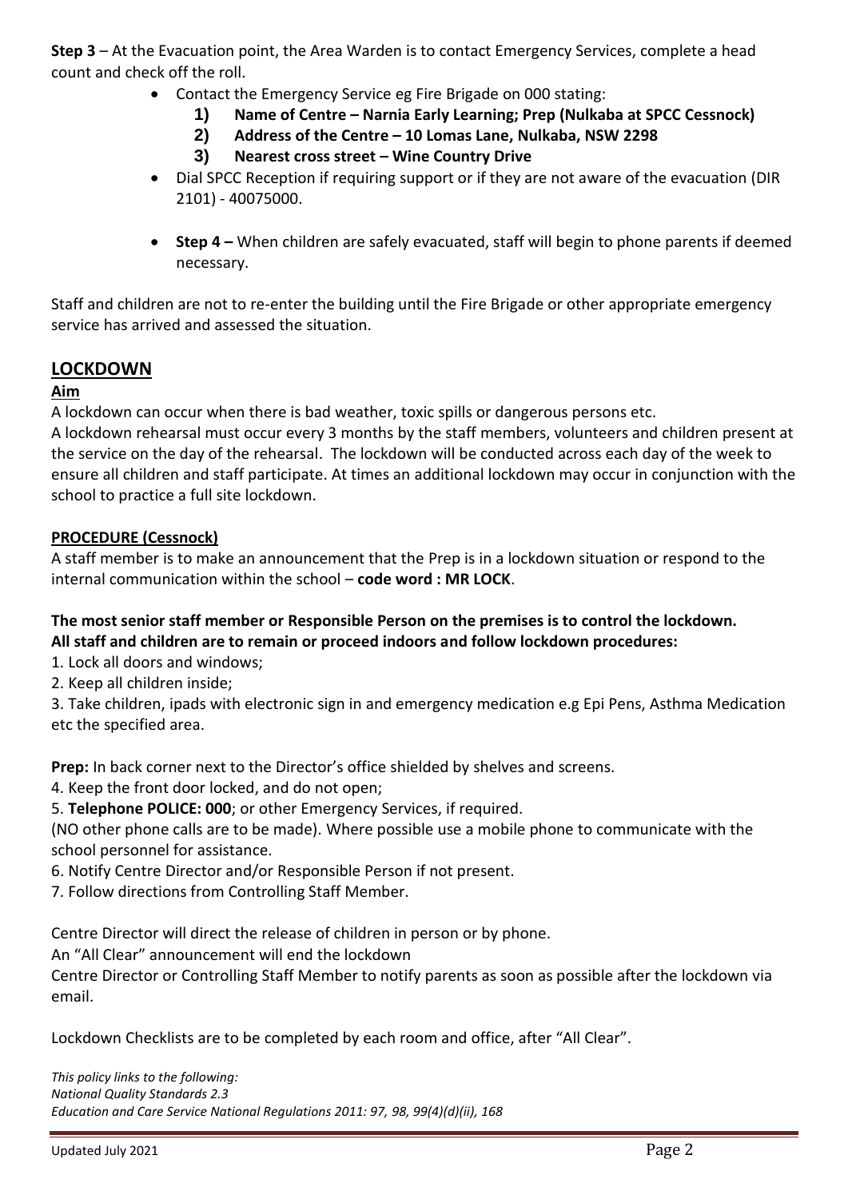**Step 3** – At the Evacuation point, the Area Warden is to contact Emergency Services, complete a head count and check off the roll.

- Contact the Emergency Service eg Fire Brigade on 000 stating:
    1) **Name of Centre – Narnia Early Learning; Prep (Nulkaba at SPCC Cessnock)**
    2) **Address of the Centre – 10 Lomas Lane, Nulkaba, NSW 2298**
    3) **Nearest cross street – Wine Country Drive**
- Dial SPCC Reception if requiring support or if they are not aware of the evacuation (DIR 2101) - 40075000.
- **Step 4 –** When children are safely evacuated, staff will begin to phone parents if deemed necessary.

Staff and children are not to re-enter the building until the Fire Brigade or other appropriate emergency service has arrived and assessed the situation.

## LOCKDOWN

**Aim**

A lockdown can occur when there is bad weather, toxic spills or dangerous persons etc.

A lockdown rehearsal must occur every 3 months by the staff members, volunteers and children present at the service on the day of the rehearsal. The lockdown will be conducted across each day of the week to ensure all children and staff participate. At times an additional lockdown may occur in conjunction with the school to practice a full site lockdown.

**PROCEDURE (Cessnock)**

A staff member is to make an announcement that the Prep is in a lockdown situation or respond to the internal communication within the school – **code word : MR LOCK**.

**The most senior staff member or Responsible Person on the premises is to control the lockdown. All staff and children are to remain or proceed indoors and follow lockdown procedures:**

1. Lock all doors and windows;
2. Keep all children inside;
3. Take children, ipads with electronic sign in and emergency medication e.g Epi Pens, Asthma Medication etc the specified area.

**Prep:** In back corner next to the Director's office shielded by shelves and screens.

4. Keep the front door locked, and do not open;
5. **Telephone POLICE: 000**; or other Emergency Services, if required.

(NO other phone calls are to be made). Where possible use a mobile phone to communicate with the school personnel for assistance.

6. Notify Centre Director and/or Responsible Person if not present.
7. Follow directions from Controlling Staff Member.

Centre Director will direct the release of children in person or by phone.

An "All Clear" announcement will end the lockdown

Centre Director or Controlling Staff Member to notify parents as soon as possible after the lockdown via email.

Lockdown Checklists are to be completed by each room and office, after "All Clear".

*This policy links to the following:*
*National Quality Standards 2.3*
*Education and Care Service National Regulations 2011: 97, 98, 99(4)(d)(ii), 168*

Updated July 2021